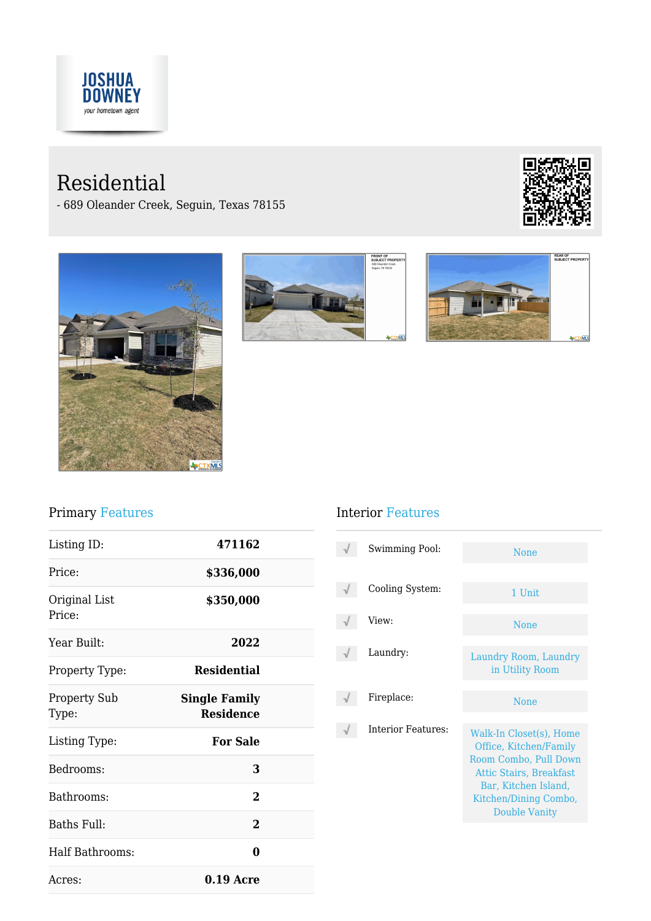**JOSHUA DOWNEY**
*your hometown agent*

# Residential

- 689 Oleander Creek, Seguin, Texas 78155

## Primary Features

| | |
|---|---|
| Listing ID: | **471162** |
| Price: | **$336,000** |
| Original List Price: | **$350,000** |
| Year Built: | **2022** |
| Property Type: | **Residential** |
| Property Sub Type: | **Single Family Residence** |
| Listing Type: | **For Sale** |
| Bedrooms: | **3** |
| Bathrooms: | **2** |
| Baths Full: | **2** |
| Half Bathrooms: | **0** |
| Acres: | **0.19 Acre** |

## Interior Features

| | |
|---|---|
| Swimming Pool: | None |
| Cooling System: | 1 Unit |
| View: | None |
| Laundry: | Laundry Room, Laundry in Utility Room |
| Fireplace: | None |
| Interior Features: | Walk-In Closet(s), Home Office, Kitchen/Family Room Combo, Pull Down Attic Stairs, Breakfast Bar, Kitchen Island, Kitchen/Dining Combo, Double Vanity |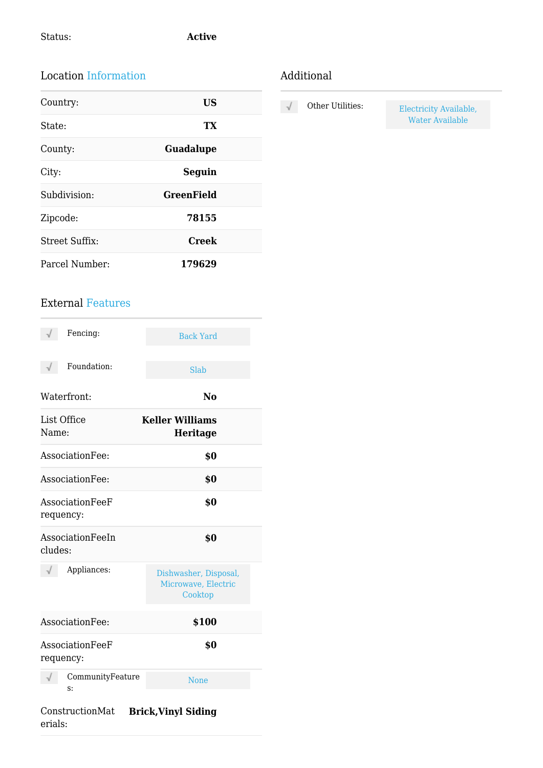Status: **Active**

## Location Information

| | |
|---|---|
| Country: | **US** |
| State: | **TX** |
| County: | **Guadalupe** |
| City: | **Seguin** |
| Subdivision: | **GreenField** |
| Zipcode: | **78155** |
| Street Suffix: | **Creek** |
| Parcel Number: | **179629** |

## External Features

| | |
|---|---|
| √ Fencing: | Back Yard |
| √ Foundation: | Slab |
| Waterfront: | **No** |
| List Office Name: | **Keller Williams Heritage** |
| AssociationFee: | **$0** |
| AssociationFee: | **$0** |
| AssociationFeeFrequency: | **$0** |
| AssociationFeeIncludes: | **$0** |
| √ Appliances: | Dishwasher, Disposal, Microwave, Electric Cooktop |
| AssociationFee: | **$100** |
| AssociationFeeFrequency: | **$0** |
| √ CommunityFeatures: | None |
| ConstructionMaterials: | **Brick,Vinyl Siding** |

## Additional

| | |
|---|---|
| √ Other Utilities: | Electricity Available, Water Available |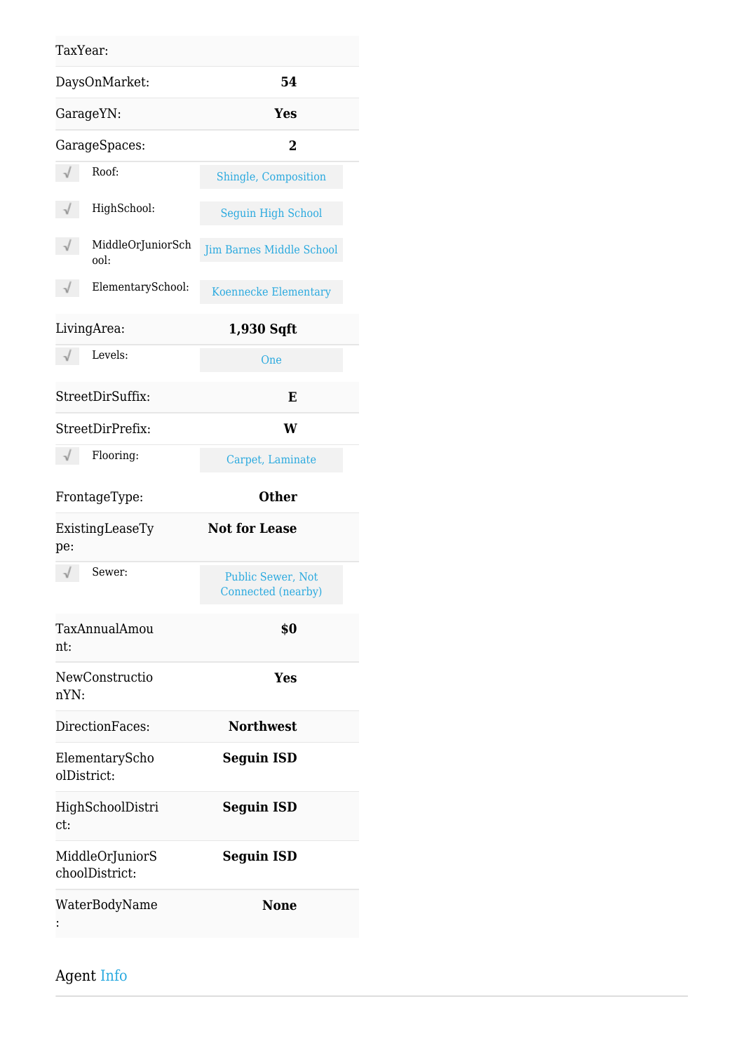| | |
|---|---|
| TaxYear: | |
| DaysOnMarket: | **54** |
| GarageYN: | **Yes** |
| GarageSpaces: | **2** |
| √ Roof: | Shingle, Composition |
| √ HighSchool: | Seguin High School |
| √ MiddleOrJuniorSchool: | Jim Barnes Middle School |
| √ ElementarySchool: | Koennecke Elementary |
| LivingArea: | **1,930 Sqft** |
| √ Levels: | One |
| StreetDirSuffix: | **E** |
| StreetDirPrefix: | **W** |
| √ Flooring: | Carpet, Laminate |
| FrontageType: | **Other** |
| ExistingLeaseType: | **Not for Lease** |
| √ Sewer: | Public Sewer, Not Connected (nearby) |
| TaxAnnualAmount: | **$0** |
| NewConstructionYN: | **Yes** |
| DirectionFaces: | **Northwest** |
| ElementarySchoolDistrict: | **Seguin ISD** |
| HighSchoolDistrict: | **Seguin ISD** |
| MiddleOrJuniorSchoolDistrict: | **Seguin ISD** |
| WaterBodyName: | **None** |

## Agent Info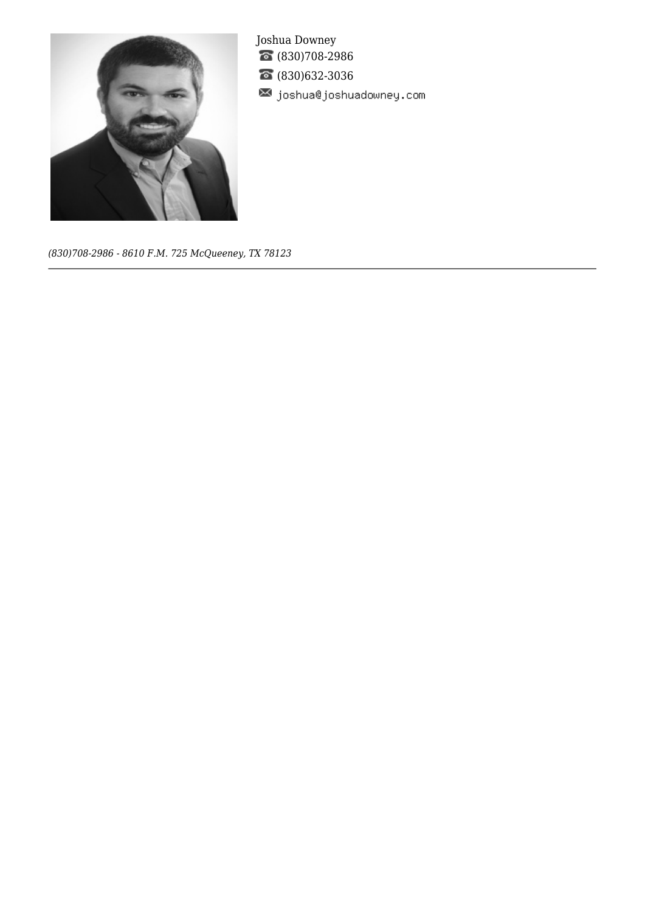Joshua Downey

☎ (830)708-2986

☎ (830)632-3036

✉ joshua@joshuadowney.com

*(830)708-2986 - 8610 F.M. 725 McQueeney, TX 78123*

---